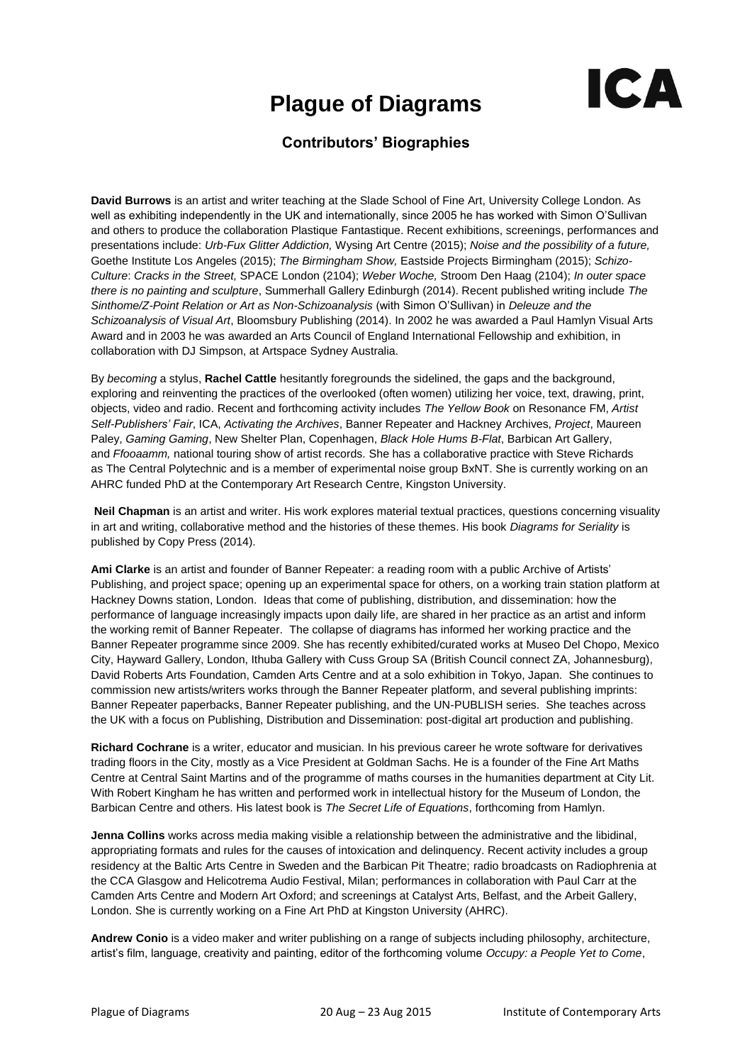# Plague of Diagrams

ICA

## Contributors' Biographies

**David Burrows** is an artist and writer teaching at the Slade School of Fine Art, University College London. As well as exhibiting independently in the UK and internationally, since 2005 he has worked with Simon O'Sullivan and others to produce the collaboration Plastique Fantastique. Recent exhibitions, screenings, performances and presentations include: *Urb-Fux Glitter Addiction,* Wysing Art Centre (2015); *Noise and the possibility of a future,* Goethe Institute Los Angeles (2015); *The Birmingham Show,* Eastside Projects Birmingham (2015); *Schizo-Culture*: *Cracks in the Street,* SPACE London (2104); *Weber Woche,* Stroom Den Haag (2104); *In outer space there is no painting and sculpture*, Summerhall Gallery Edinburgh (2014). Recent published writing include *The Sinthome/Z-Point Relation or Art as Non-Schizoanalysis* (with Simon O'Sullivan) in *Deleuze and the Schizoanalysis of Visual Art*, Bloomsbury Publishing (2014). In 2002 he was awarded a Paul Hamlyn Visual Arts Award and in 2003 he was awarded an Arts Council of England International Fellowship and exhibition, in collaboration with DJ Simpson, at Artspace Sydney Australia.

By *becoming* a stylus, **Rachel Cattle** hesitantly foregrounds the sidelined, the gaps and the background, exploring and reinventing the practices of the overlooked (often women) utilizing her voice, text, drawing, print, objects, video and radio. Recent and forthcoming activity includes *The Yellow Book* on Resonance FM, *Artist Self-Publishers' Fair*, ICA, *Activating the Archives*, Banner Repeater and Hackney Archives, *Project*, Maureen Paley, *Gaming Gaming*, New Shelter Plan, Copenhagen, *Black Hole Hums B-Flat*, Barbican Art Gallery, and *Ffooaamm,* national touring show of artist records. She has a collaborative practice with Steve Richards as The Central Polytechnic and is a member of experimental noise group BxNT. She is currently working on an AHRC funded PhD at the Contemporary Art Research Centre, Kingston University.

**Neil Chapman** is an artist and writer. His work explores material textual practices, questions concerning visuality in art and writing, collaborative method and the histories of these themes. His book *Diagrams for Seriality* is published by Copy Press (2014).

**Ami Clarke** is an artist and founder of Banner Repeater: a reading room with a public Archive of Artists' Publishing, and project space; opening up an experimental space for others, on a working train station platform at Hackney Downs station, London. Ideas that come of publishing, distribution, and dissemination: how the performance of language increasingly impacts upon daily life, are shared in her practice as an artist and inform the working remit of Banner Repeater. The collapse of diagrams has informed her working practice and the Banner Repeater programme since 2009. She has recently exhibited/curated works at Museo Del Chopo, Mexico City, Hayward Gallery, London, Ithuba Gallery with Cuss Group SA (British Council connect ZA, Johannesburg), David Roberts Arts Foundation, Camden Arts Centre and at a solo exhibition in Tokyo, Japan. She continues to commission new artists/writers works through the Banner Repeater platform, and several publishing imprints: Banner Repeater paperbacks, Banner Repeater publishing, and the UN-PUBLISH series. She teaches across the UK with a focus on Publishing, Distribution and Dissemination: post-digital art production and publishing.

**Richard Cochrane** is a writer, educator and musician. In his previous career he wrote software for derivatives trading floors in the City, mostly as a Vice President at Goldman Sachs. He is a founder of the Fine Art Maths Centre at Central Saint Martins and of the programme of maths courses in the humanities department at City Lit. With Robert Kingham he has written and performed work in intellectual history for the Museum of London, the Barbican Centre and others. His latest book is *The Secret Life of Equations*, forthcoming from Hamlyn.

**Jenna Collins** works across media making visible a relationship between the administrative and the libidinal, appropriating formats and rules for the causes of intoxication and delinquency. Recent activity includes a group residency at the Baltic Arts Centre in Sweden and the Barbican Pit Theatre; radio broadcasts on Radiophrenia at the CCA Glasgow and Helicotrema Audio Festival, Milan; performances in collaboration with Paul Carr at the Camden Arts Centre and Modern Art Oxford; and screenings at Catalyst Arts, Belfast, and the Arbeit Gallery, London. She is currently working on a Fine Art PhD at Kingston University (AHRC).

**Andrew Conio** is a video maker and writer publishing on a range of subjects including philosophy, architecture, artist's film, language, creativity and painting, editor of the forthcoming volume *Occupy: a People Yet to Come*,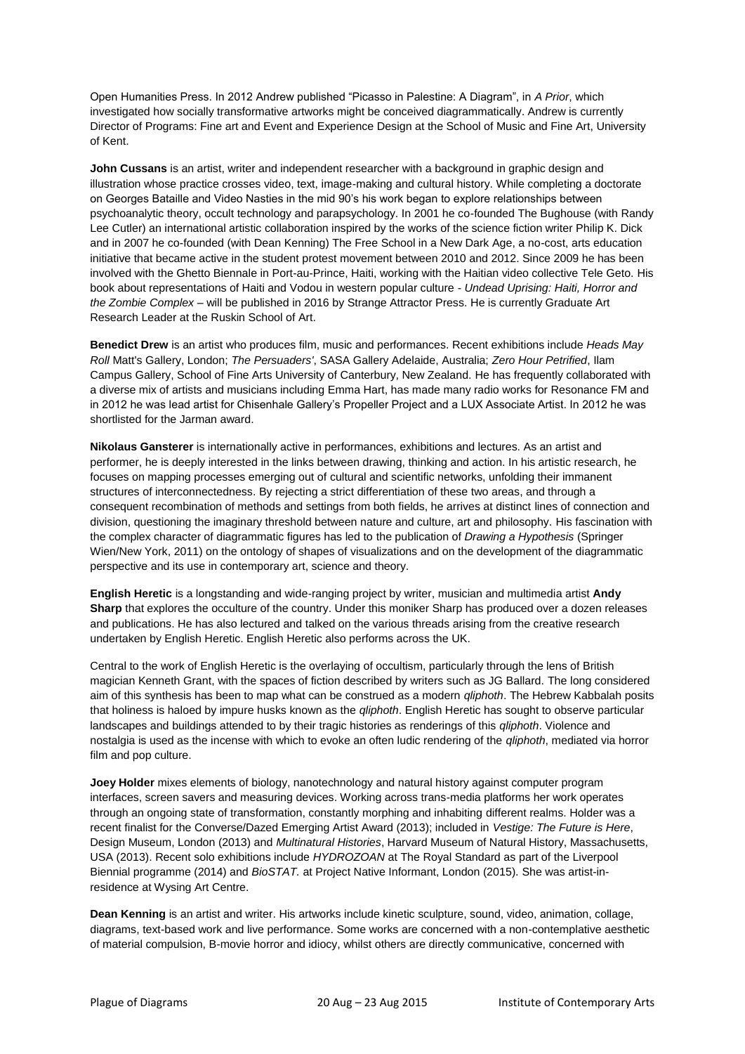Open Humanities Press. In 2012 Andrew published "Picasso in Palestine: A Diagram", in *A Prior*, which investigated how socially transformative artworks might be conceived diagrammatically. Andrew is currently Director of Programs: Fine art and Event and Experience Design at the School of Music and Fine Art, University of Kent.

**John Cussans** is an artist, writer and independent researcher with a background in graphic design and illustration whose practice crosses video, text, image-making and cultural history. While completing a doctorate on Georges Bataille and Video Nasties in the mid 90's his work began to explore relationships between psychoanalytic theory, occult technology and parapsychology. In 2001 he co-founded The Bughouse (with Randy Lee Cutler) an international artistic collaboration inspired by the works of the science fiction writer Philip K. Dick and in 2007 he co-founded (with Dean Kenning) The Free School in a New Dark Age, a no-cost, arts education initiative that became active in the student protest movement between 2010 and 2012. Since 2009 he has been involved with the Ghetto Biennale in Port-au-Prince, Haiti, working with the Haitian video collective Tele Geto. His book about representations of Haiti and Vodou in western popular culture - *Undead Uprising: Haiti, Horror and the Zombie Complex* – will be published in 2016 by Strange Attractor Press. He is currently Graduate Art Research Leader at the Ruskin School of Art.

**Benedict Drew** is an artist who produces film, music and performances. Recent exhibitions include *Heads May Roll* Matt's Gallery, London; *The Persuaders'*, SASA Gallery Adelaide, Australia; *Zero Hour Petrified*, Ilam Campus Gallery, School of Fine Arts University of Canterbury, New Zealand. He has frequently collaborated with a diverse mix of artists and musicians including Emma Hart, has made many radio works for Resonance FM and in 2012 he was lead artist for Chisenhale Gallery's Propeller Project and a LUX Associate Artist. In 2012 he was shortlisted for the Jarman award.

**Nikolaus Gansterer** is internationally active in performances, exhibitions and lectures. As an artist and performer, he is deeply interested in the links between drawing, thinking and action. In his artistic research, he focuses on mapping processes emerging out of cultural and scientific networks, unfolding their immanent structures of interconnectedness. By rejecting a strict differentiation of these two areas, and through a consequent recombination of methods and settings from both fields, he arrives at distinct lines of connection and division, questioning the imaginary threshold between nature and culture, art and philosophy. His fascination with the complex character of diagrammatic figures has led to the publication of *Drawing a Hypothesis* (Springer Wien/New York, 2011) on the ontology of shapes of visualizations and on the development of the diagrammatic perspective and its use in contemporary art, science and theory.

**English Heretic** is a longstanding and wide-ranging project by writer, musician and multimedia artist **Andy Sharp** that explores the occulture of the country. Under this moniker Sharp has produced over a dozen releases and publications. He has also lectured and talked on the various threads arising from the creative research undertaken by English Heretic. English Heretic also performs across the UK.

Central to the work of English Heretic is the overlaying of occultism, particularly through the lens of British magician Kenneth Grant, with the spaces of fiction described by writers such as JG Ballard. The long considered aim of this synthesis has been to map what can be construed as a modern *qliphoth*. The Hebrew Kabbalah posits that holiness is haloed by impure husks known as the *qliphoth*. English Heretic has sought to observe particular landscapes and buildings attended to by their tragic histories as renderings of this *qliphoth*. Violence and nostalgia is used as the incense with which to evoke an often ludic rendering of the *qliphoth*, mediated via horror film and pop culture.

**Joey Holder** mixes elements of biology, nanotechnology and natural history against computer program interfaces, screen savers and measuring devices. Working across trans-media platforms her work operates through an ongoing state of transformation, constantly morphing and inhabiting different realms. Holder was a recent finalist for the Converse/Dazed Emerging Artist Award (2013); included in *Vestige: The Future is Here*, Design Museum, London (2013) and *Multinatural Histories*, Harvard Museum of Natural History, Massachusetts, USA (2013). Recent solo exhibitions include *HYDROZOAN* at The Royal Standard as part of the Liverpool Biennial programme (2014) and *BioSTAT.* at Project Native Informant, London (2015). She was artist-in-residence at Wysing Art Centre.

**Dean Kenning** is an artist and writer. His artworks include kinetic sculpture, sound, video, animation, collage, diagrams, text-based work and live performance. Some works are concerned with a non-contemplative aesthetic of material compulsion, B-movie horror and idiocy, whilst others are directly communicative, concerned with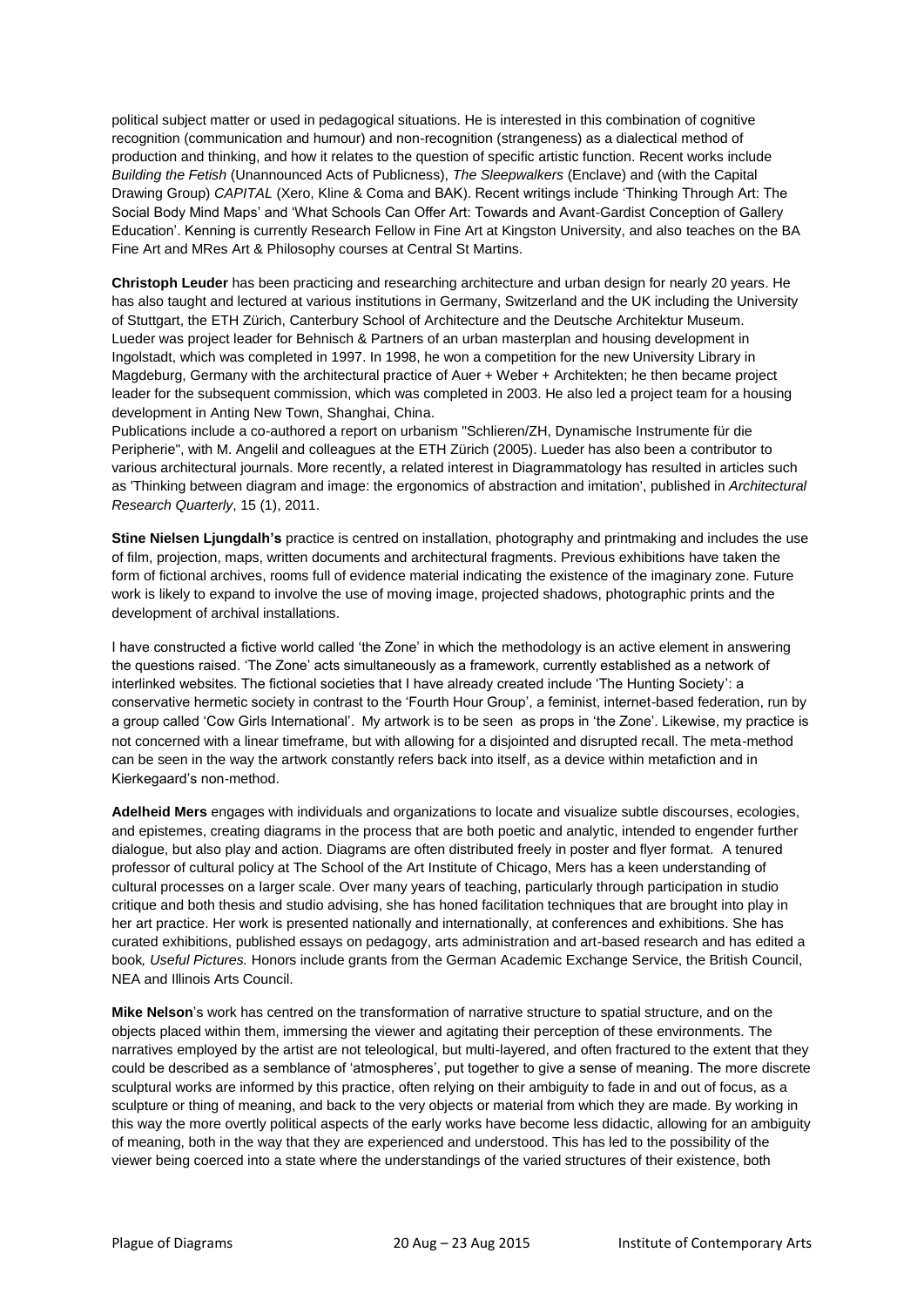political subject matter or used in pedagogical situations. He is interested in this combination of cognitive recognition (communication and humour) and non-recognition (strangeness) as a dialectical method of production and thinking, and how it relates to the question of specific artistic function. Recent works include *Building the Fetish* (Unannounced Acts of Publicness), *The Sleepwalkers* (Enclave) and (with the Capital Drawing Group) *CAPITAL* (Xero, Kline & Coma and BAK). Recent writings include 'Thinking Through Art: The Social Body Mind Maps' and 'What Schools Can Offer Art: Towards and Avant-Gardist Conception of Gallery Education'. Kenning is currently Research Fellow in Fine Art at Kingston University, and also teaches on the BA Fine Art and MRes Art & Philosophy courses at Central St Martins.

**Christoph Leuder** has been practicing and researching architecture and urban design for nearly 20 years. He has also taught and lectured at various institutions in Germany, Switzerland and the UK including the University of Stuttgart, the ETH Zürich, Canterbury School of Architecture and the Deutsche Architektur Museum. Lueder was project leader for Behnisch & Partners of an urban masterplan and housing development in Ingolstadt, which was completed in 1997. In 1998, he won a competition for the new University Library in Magdeburg, Germany with the architectural practice of Auer + Weber + Architekten; he then became project leader for the subsequent commission, which was completed in 2003. He also led a project team for a housing development in Anting New Town, Shanghai, China.
Publications include a co-authored a report on urbanism "Schlieren/ZH, Dynamische Instrumente für die Peripherie", with M. Angelil and colleagues at the ETH Zürich (2005). Lueder has also been a contributor to various architectural journals. More recently, a related interest in Diagrammatology has resulted in articles such as 'Thinking between diagram and image: the ergonomics of abstraction and imitation', published in *Architectural Research Quarterly*, 15 (1), 2011.

**Stine Nielsen Ljungdalh's** practice is centred on installation, photography and printmaking and includes the use of film, projection, maps, written documents and architectural fragments. Previous exhibitions have taken the form of fictional archives, rooms full of evidence material indicating the existence of the imaginary zone. Future work is likely to expand to involve the use of moving image, projected shadows, photographic prints and the development of archival installations.

I have constructed a fictive world called 'the Zone' in which the methodology is an active element in answering the questions raised. 'The Zone' acts simultaneously as a framework, currently established as a network of interlinked websites. The fictional societies that I have already created include 'The Hunting Society': a conservative hermetic society in contrast to the 'Fourth Hour Group', a feminist, internet-based federation, run by a group called 'Cow Girls International'. My artwork is to be seen as props in 'the Zone'. Likewise, my practice is not concerned with a linear timeframe, but with allowing for a disjointed and disrupted recall. The meta-method can be seen in the way the artwork constantly refers back into itself, as a device within metafiction and in Kierkegaard's non-method.

**Adelheid Mers** engages with individuals and organizations to locate and visualize subtle discourses, ecologies, and epistemes, creating diagrams in the process that are both poetic and analytic, intended to engender further dialogue, but also play and action. Diagrams are often distributed freely in poster and flyer format. A tenured professor of cultural policy at The School of the Art Institute of Chicago, Mers has a keen understanding of cultural processes on a larger scale. Over many years of teaching, particularly through participation in studio critique and both thesis and studio advising, she has honed facilitation techniques that are brought into play in her art practice. Her work is presented nationally and internationally, at conferences and exhibitions. She has curated exhibitions, published essays on pedagogy, arts administration and art-based research and has edited a book*, Useful Pictures.* Honors include grants from the German Academic Exchange Service, the British Council, NEA and Illinois Arts Council.

**Mike Nelson**'s work has centred on the transformation of narrative structure to spatial structure, and on the objects placed within them, immersing the viewer and agitating their perception of these environments. The narratives employed by the artist are not teleological, but multi-layered, and often fractured to the extent that they could be described as a semblance of 'atmospheres', put together to give a sense of meaning. The more discrete sculptural works are informed by this practice, often relying on their ambiguity to fade in and out of focus, as a sculpture or thing of meaning, and back to the very objects or material from which they are made. By working in this way the more overtly political aspects of the early works have become less didactic, allowing for an ambiguity of meaning, both in the way that they are experienced and understood. This has led to the possibility of the viewer being coerced into a state where the understandings of the varied structures of their existence, both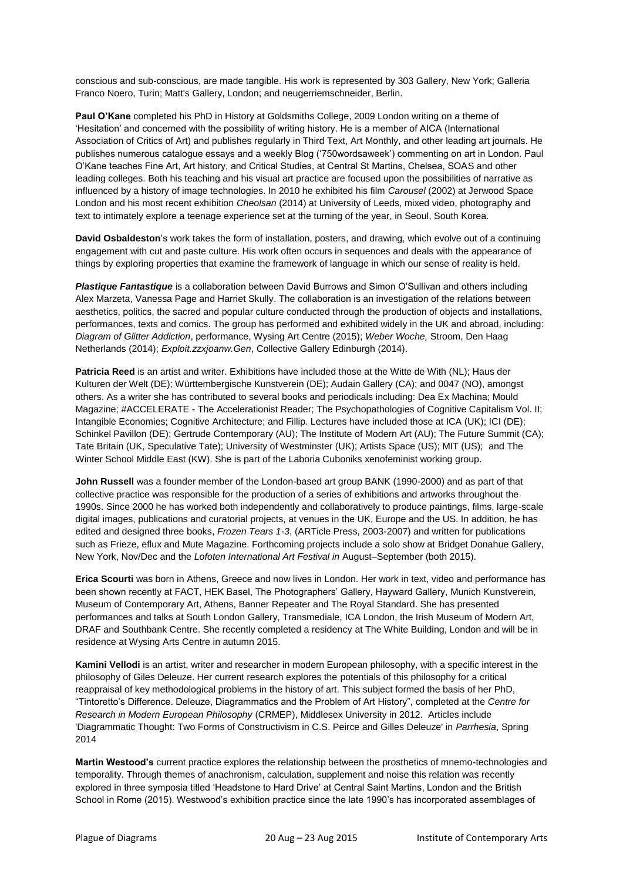conscious and sub-conscious, are made tangible. His work is represented by 303 Gallery, New York; Galleria Franco Noero, Turin; Matt's Gallery, London; and neugerriemschneider, Berlin.

**Paul O'Kane** completed his PhD in History at Goldsmiths College, 2009 London writing on a theme of 'Hesitation' and concerned with the possibility of writing history. He is a member of AICA (International Association of Critics of Art) and publishes regularly in Third Text, Art Monthly, and other leading art journals. He publishes numerous catalogue essays and a weekly Blog ('750wordsaweek') commenting on art in London. Paul O'Kane teaches Fine Art, Art history, and Critical Studies, at Central St Martins, Chelsea, SOAS and other leading colleges. Both his teaching and his visual art practice are focused upon the possibilities of narrative as influenced by a history of image technologies. In 2010 he exhibited his film *Carousel* (2002) at Jerwood Space London and his most recent exhibition *Cheolsan* (2014) at University of Leeds, mixed video, photography and text to intimately explore a teenage experience set at the turning of the year, in Seoul, South Korea.

**David Osbaldeston**'s work takes the form of installation, posters, and drawing, which evolve out of a continuing engagement with cut and paste culture. His work often occurs in sequences and deals with the appearance of things by exploring properties that examine the framework of language in which our sense of reality is held.

***Plastique Fantastique*** is a collaboration between David Burrows and Simon O'Sullivan and others including Alex Marzeta, Vanessa Page and Harriet Skully. The collaboration is an investigation of the relations between aesthetics, politics, the sacred and popular culture conducted through the production of objects and installations, performances, texts and comics. The group has performed and exhibited widely in the UK and abroad, including: *Diagram of Glitter Addiction*, performance, Wysing Art Centre (2015); *Weber Woche,* Stroom, Den Haag Netherlands (2014); *Exploit.zzxjoanw.Gen*, Collective Gallery Edinburgh (2014).

**Patricia Reed** is an artist and writer. Exhibitions have included those at the Witte de With (NL); Haus der Kulturen der Welt (DE); Württembergische Kunstverein (DE); Audain Gallery (CA); and 0047 (NO), amongst others. As a writer she has contributed to several books and periodicals including: Dea Ex Machina; Mould Magazine; #ACCELERATE - The Accelerationist Reader; The Psychopathologies of Cognitive Capitalism Vol. II; Intangible Economies; Cognitive Architecture; and Fillip. Lectures have included those at ICA (UK); ICI (DE); Schinkel Pavillon (DE); Gertrude Contemporary (AU); The Institute of Modern Art (AU); The Future Summit (CA); Tate Britain (UK, Speculative Tate); University of Westminster (UK); Artists Space (US); MIT (US); and The Winter School Middle East (KW). She is part of the Laboria Cuboniks xenofeminist working group.

**John Russell** was a founder member of the London-based art group BANK (1990-2000) and as part of that collective practice was responsible for the production of a series of exhibitions and artworks throughout the 1990s. Since 2000 he has worked both independently and collaboratively to produce paintings, films, large-scale digital images, publications and curatorial projects, at venues in the UK, Europe and the US. In addition, he has edited and designed three books, *Frozen Tears 1-3*, (ARTicle Press, 2003-2007) and written for publications such as Frieze, eflux and Mute Magazine. Forthcoming projects include a solo show at Bridget Donahue Gallery, New York, Nov/Dec and the *Lofoten International Art Festival in* August–September (both 2015).

**Erica Scourti** was born in Athens, Greece and now lives in London. Her work in text, video and performance has been shown recently at FACT, HEK Basel, The Photographers' Gallery, Hayward Gallery, Munich Kunstverein, Museum of Contemporary Art, Athens, Banner Repeater and The Royal Standard. She has presented performances and talks at South London Gallery, Transmediale, ICA London, the Irish Museum of Modern Art, DRAF and Southbank Centre. She recently completed a residency at The White Building, London and will be in residence at Wysing Arts Centre in autumn 2015.

**Kamini Vellodi** is an artist, writer and researcher in modern European philosophy, with a specific interest in the philosophy of Giles Deleuze. Her current research explores the potentials of this philosophy for a critical reappraisal of key methodological problems in the history of art. This subject formed the basis of her PhD, "Tintoretto's Difference. Deleuze, Diagrammatics and the Problem of Art History", completed at the *Centre for Research in Modern European Philosophy* (CRMEP), Middlesex University in 2012. Articles include 'Diagrammatic Thought: Two Forms of Constructivism in C.S. Peirce and Gilles Deleuze' in *Parrhesia*, Spring 2014

**Martin Westood's** current practice explores the relationship between the prosthetics of mnemo-technologies and temporality. Through themes of anachronism, calculation, supplement and noise this relation was recently explored in three symposia titled 'Headstone to Hard Drive' at Central Saint Martins, London and the British School in Rome (2015). Westwood's exhibition practice since the late 1990's has incorporated assemblages of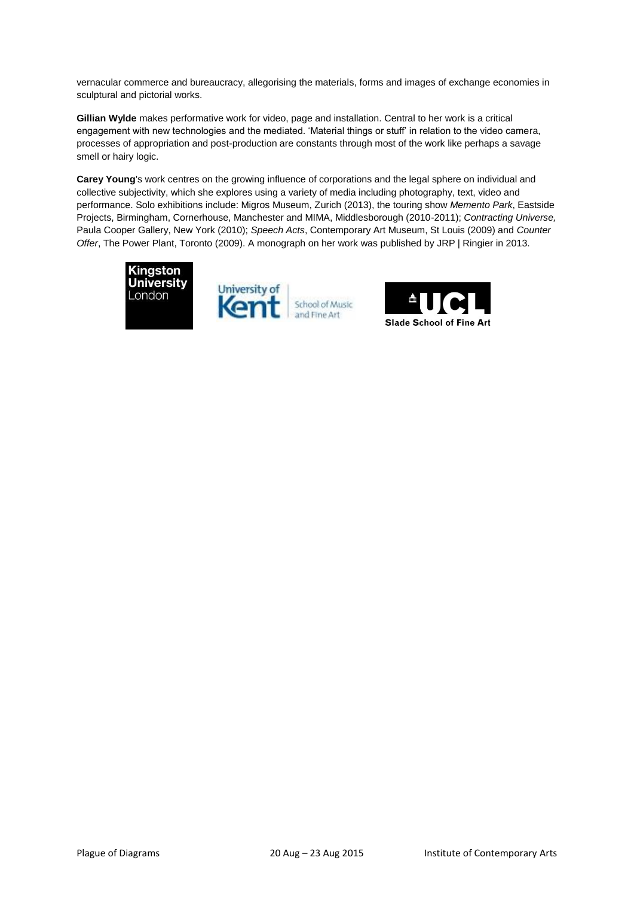vernacular commerce and bureaucracy, allegorising the materials, forms and images of exchange economies in sculptural and pictorial works.

**Gillian Wylde** makes performative work for video, page and installation. Central to her work is a critical engagement with new technologies and the mediated. 'Material things or stuff' in relation to the video camera, processes of appropriation and post-production are constants through most of the work like perhaps a savage smell or hairy logic.

**Carey Young**'s work centres on the growing influence of corporations and the legal sphere on individual and collective subjectivity, which she explores using a variety of media including photography, text, video and performance. Solo exhibitions include: Migros Museum, Zurich (2013), the touring show *Memento Park*, Eastside Projects, Birmingham, Cornerhouse, Manchester and MIMA, Middlesborough (2010-2011); *Contracting Universe,* Paula Cooper Gallery, New York (2010); *Speech Acts*, Contemporary Art Museum, St Louis (2009) and *Counter Offer*, The Power Plant, Toronto (2009). A monograph on her work was published by JRP | Ringier in 2013.

Kingston University London

University of Kent School of Music and Fine Art

UCL Slade School of Fine Art